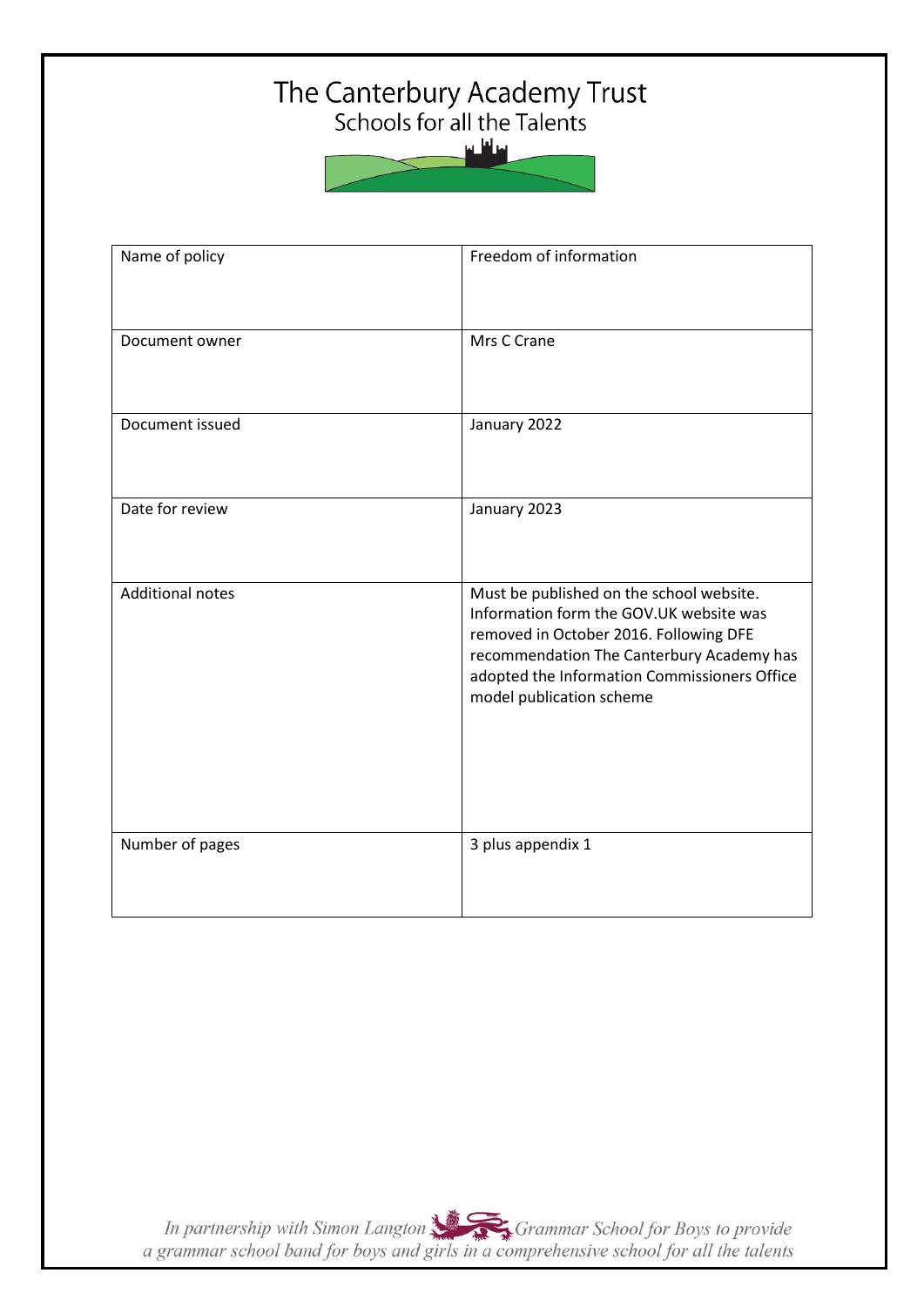# The Canterbury Academy Trust

Schools for all the Talents

| Name of policy | Freedom of information |
|---|---|
| Document owner | Mrs C Crane |
| Document issued | January 2022 |
| Date for review | January 2023 |
| Additional notes | Must be published on the school website. Information form the GOV.UK website was removed in October 2016. Following DFE recommendation The Canterbury Academy has adopted the Information Commissioners Office model publication scheme |
| Number of pages | 3 plus appendix 1 |

*In partnership with Simon Langton Grammar School for Boys to provide a grammar school band for boys and girls in a comprehensive school for all the talents*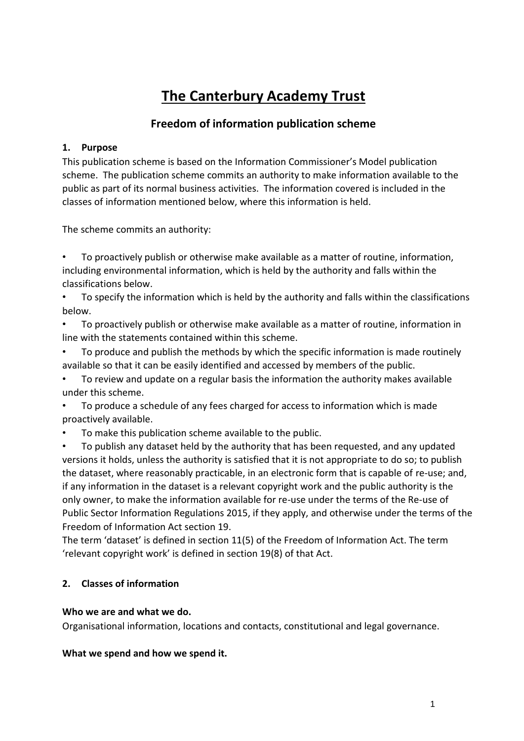# The Canterbury Academy Trust

## Freedom of information publication scheme

### 1. Purpose

This publication scheme is based on the Information Commissioner's Model publication scheme. The publication scheme commits an authority to make information available to the public as part of its normal business activities. The information covered is included in the classes of information mentioned below, where this information is held.

The scheme commits an authority:

- To proactively publish or otherwise make available as a matter of routine, information, including environmental information, which is held by the authority and falls within the classifications below.
- To specify the information which is held by the authority and falls within the classifications below.
- To proactively publish or otherwise make available as a matter of routine, information in line with the statements contained within this scheme.
- To produce and publish the methods by which the specific information is made routinely available so that it can be easily identified and accessed by members of the public.
- To review and update on a regular basis the information the authority makes available under this scheme.
- To produce a schedule of any fees charged for access to information which is made proactively available.
- To make this publication scheme available to the public.
- To publish any dataset held by the authority that has been requested, and any updated versions it holds, unless the authority is satisfied that it is not appropriate to do so; to publish the dataset, where reasonably practicable, in an electronic form that is capable of re-use; and, if any information in the dataset is a relevant copyright work and the public authority is the only owner, to make the information available for re-use under the terms of the Re-use of Public Sector Information Regulations 2015, if they apply, and otherwise under the terms of the Freedom of Information Act section 19.

The term 'dataset' is defined in section 11(5) of the Freedom of Information Act. The term 'relevant copyright work' is defined in section 19(8) of that Act.

### 2. Classes of information

**Who we are and what we do.**

Organisational information, locations and contacts, constitutional and legal governance.

**What we spend and how we spend it.**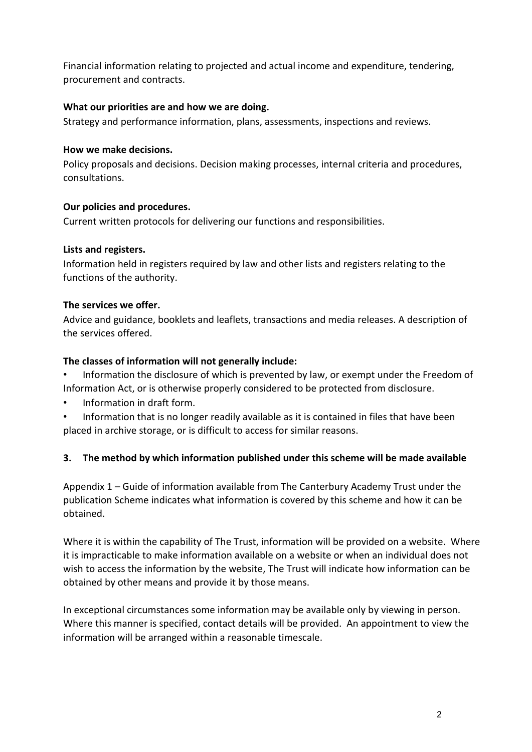Financial information relating to projected and actual income and expenditure, tendering, procurement and contracts.

**What our priorities are and how we are doing.**
Strategy and performance information, plans, assessments, inspections and reviews.

**How we make decisions.**
Policy proposals and decisions. Decision making processes, internal criteria and procedures, consultations.

**Our policies and procedures.**
Current written protocols for delivering our functions and responsibilities.

**Lists and registers.**
Information held in registers required by law and other lists and registers relating to the functions of the authority.

**The services we offer.**
Advice and guidance, booklets and leaflets, transactions and media releases. A description of the services offered.

**The classes of information will not generally include:**

- Information the disclosure of which is prevented by law, or exempt under the Freedom of Information Act, or is otherwise properly considered to be protected from disclosure.
- Information in draft form.
- Information that is no longer readily available as it is contained in files that have been placed in archive storage, or is difficult to access for similar reasons.

## 3. The method by which information published under this scheme will be made available

Appendix 1 – Guide of information available from The Canterbury Academy Trust under the publication Scheme indicates what information is covered by this scheme and how it can be obtained.

Where it is within the capability of The Trust, information will be provided on a website. Where it is impracticable to make information available on a website or when an individual does not wish to access the information by the website, The Trust will indicate how information can be obtained by other means and provide it by those means.

In exceptional circumstances some information may be available only by viewing in person. Where this manner is specified, contact details will be provided. An appointment to view the information will be arranged within a reasonable timescale.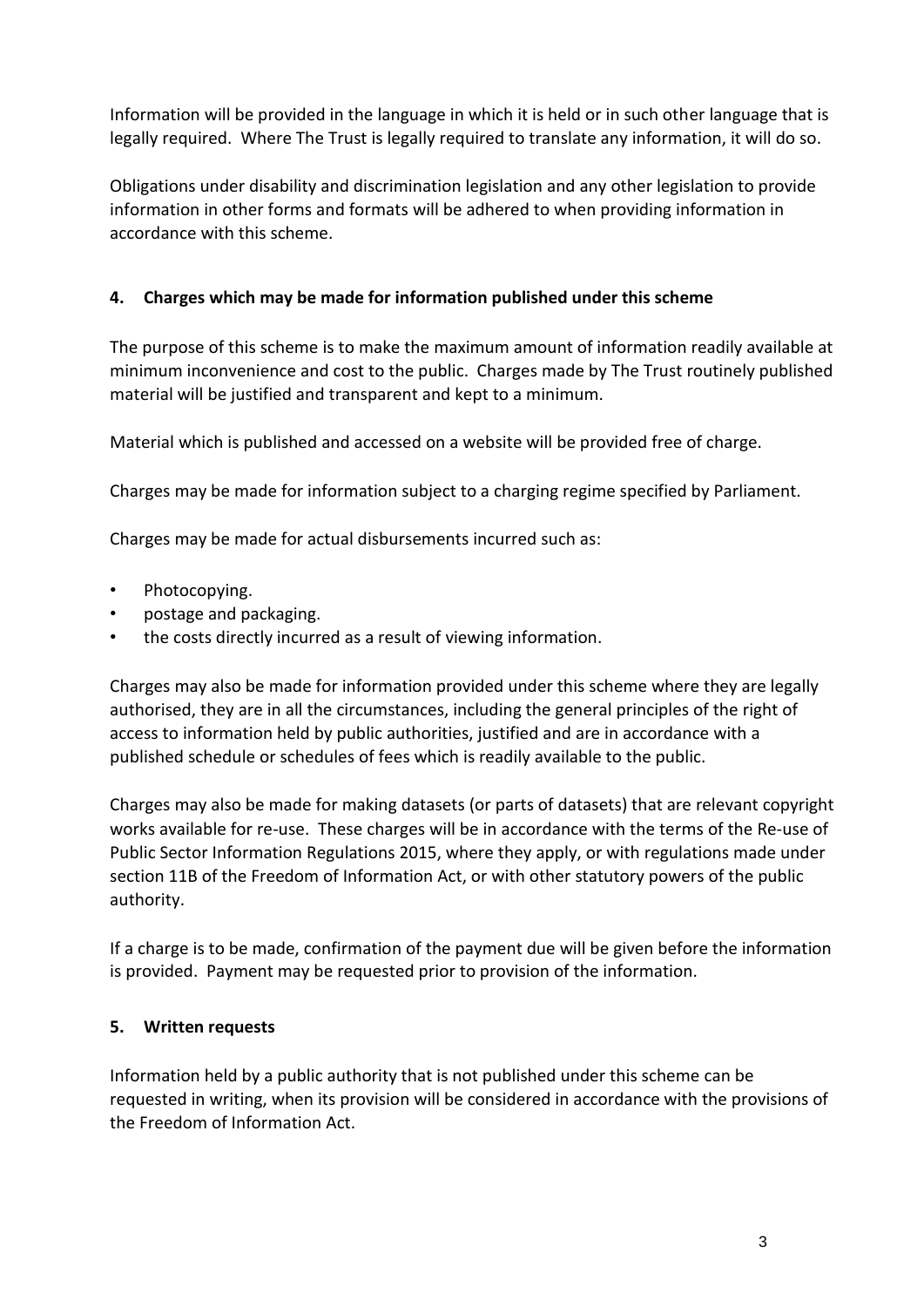Information will be provided in the language in which it is held or in such other language that is legally required. Where The Trust is legally required to translate any information, it will do so.

Obligations under disability and discrimination legislation and any other legislation to provide information in other forms and formats will be adhered to when providing information in accordance with this scheme.

## 4. Charges which may be made for information published under this scheme

The purpose of this scheme is to make the maximum amount of information readily available at minimum inconvenience and cost to the public. Charges made by The Trust routinely published material will be justified and transparent and kept to a minimum.

Material which is published and accessed on a website will be provided free of charge.

Charges may be made for information subject to a charging regime specified by Parliament.

Charges may be made for actual disbursements incurred such as:

- Photocopying.
- postage and packaging.
- the costs directly incurred as a result of viewing information.

Charges may also be made for information provided under this scheme where they are legally authorised, they are in all the circumstances, including the general principles of the right of access to information held by public authorities, justified and are in accordance with a published schedule or schedules of fees which is readily available to the public.

Charges may also be made for making datasets (or parts of datasets) that are relevant copyright works available for re-use. These charges will be in accordance with the terms of the Re-use of Public Sector Information Regulations 2015, where they apply, or with regulations made under section 11B of the Freedom of Information Act, or with other statutory powers of the public authority.

If a charge is to be made, confirmation of the payment due will be given before the information is provided. Payment may be requested prior to provision of the information.

## 5. Written requests

Information held by a public authority that is not published under this scheme can be requested in writing, when its provision will be considered in accordance with the provisions of the Freedom of Information Act.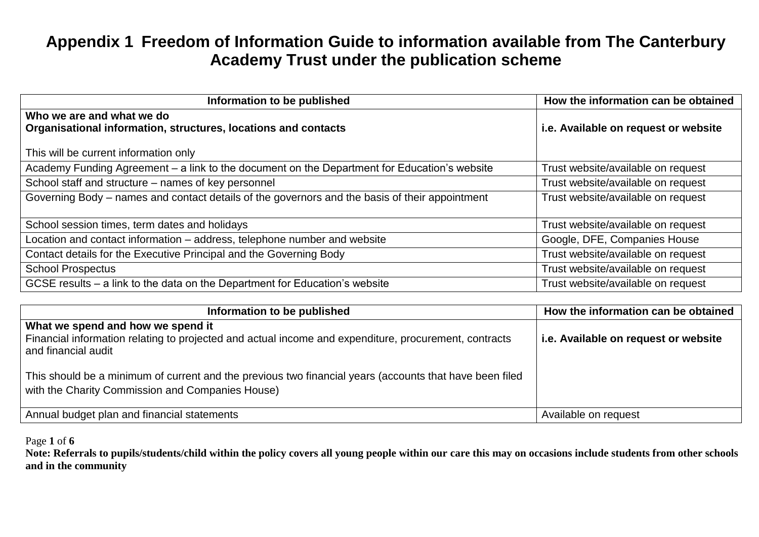# Appendix 1 Freedom of Information Guide to information available from The Canterbury Academy Trust under the publication scheme

| Information to be published | How the information can be obtained |
| --- | --- |
| **Who we are and what we do**<br>**Organisational information, structures, locations and contacts**<br><br>This will be current information only | **i.e. Available on request or website** |
| Academy Funding Agreement – a link to the document on the Department for Education's website | Trust website/available on request |
| School staff and structure – names of key personnel | Trust website/available on request |
| Governing Body – names and contact details of the governors and the basis of their appointment | Trust website/available on request |
| School session times, term dates and holidays | Trust website/available on request |
| Location and contact information – address, telephone number and website | Google, DFE, Companies House |
| Contact details for the Executive Principal and the Governing Body | Trust website/available on request |
| School Prospectus | Trust website/available on request |
| GCSE results – a link to the data on the Department for Education's website | Trust website/available on request |

| Information to be published | How the information can be obtained |
| --- | --- |
| **What we spend and how we spend it**<br>Financial information relating to projected and actual income and expenditure, procurement, contracts and financial audit<br><br>This should be a minimum of current and the previous two financial years (accounts that have been filed with the Charity Commission and Companies House) | **i.e. Available on request or website** |
| Annual budget plan and financial statements | Available on request |

**Note: Referrals to pupils/students/child within the policy covers all young people within our care this may on occasions include students from other schools and in the community**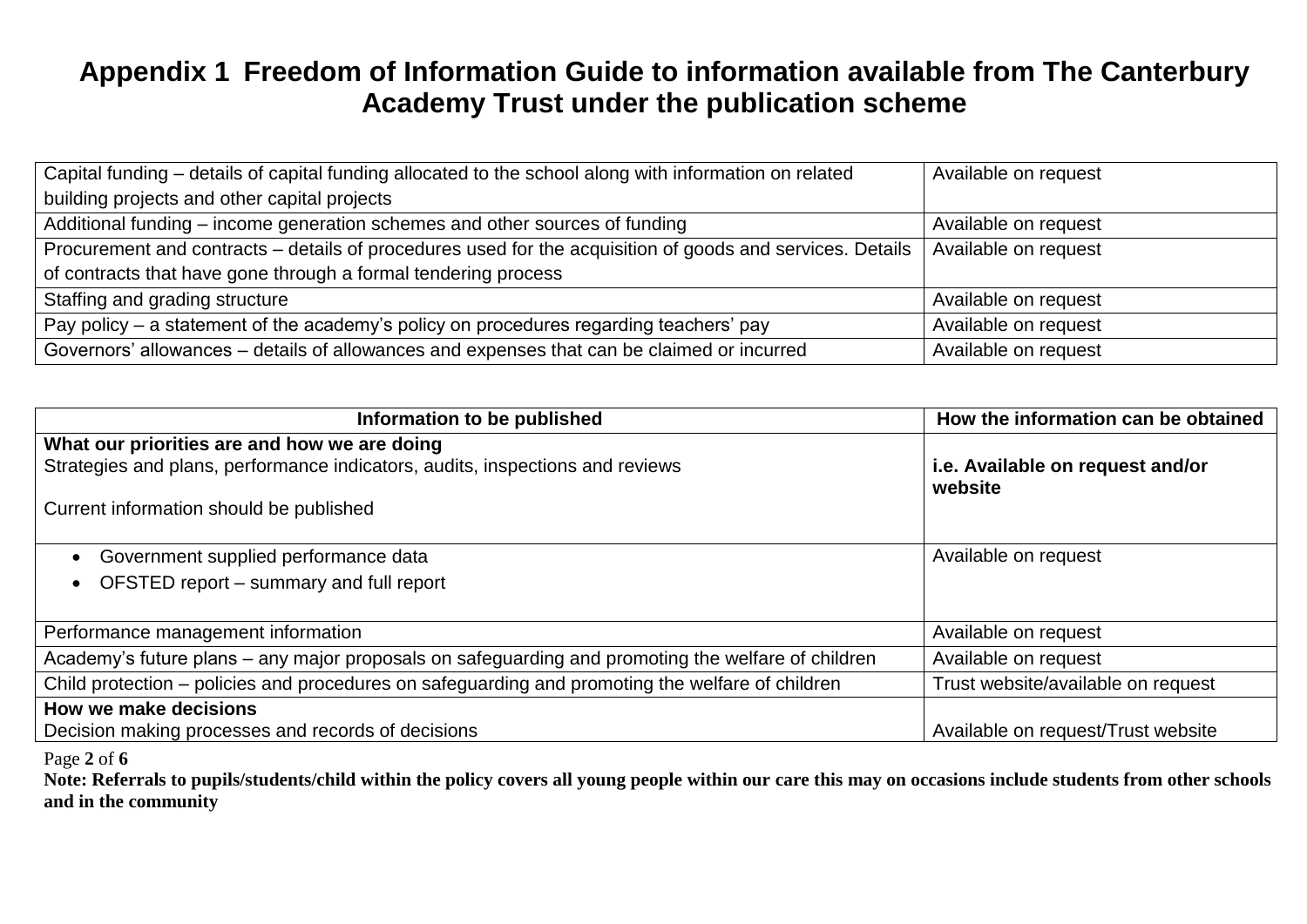# Appendix 1 Freedom of Information Guide to information available from The Canterbury Academy Trust under the publication scheme

| | |
|---|---|
| Capital funding – details of capital funding allocated to the school along with information on related building projects and other capital projects | Available on request |
| Additional funding – income generation schemes and other sources of funding | Available on request |
| Procurement and contracts – details of procedures used for the acquisition of goods and services. Details of contracts that have gone through a formal tendering process | Available on request |
| Staffing and grading structure | Available on request |
| Pay policy – a statement of the academy's policy on procedures regarding teachers' pay | Available on request |
| Governors' allowances – details of allowances and expenses that can be claimed or incurred | Available on request |

| Information to be published | How the information can be obtained |
|---|---|
| **What our priorities are and how we are doing**<br>Strategies and plans, performance indicators, audits, inspections and reviews<br><br>Current information should be published | **i.e. Available on request and/or website** |
| • Government supplied performance data<br>• OFSTED report – summary and full report | Available on request |
| Performance management information | Available on request |
| Academy's future plans – any major proposals on safeguarding and promoting the welfare of children | Available on request |
| Child protection – policies and procedures on safeguarding and promoting the welfare of children | Trust website/available on request |
| **How we make decisions**<br>Decision making processes and records of decisions | Available on request/Trust website |

**Note: Referrals to pupils/students/child within the policy covers all young people within our care this may on occasions include students from other schools and in the community**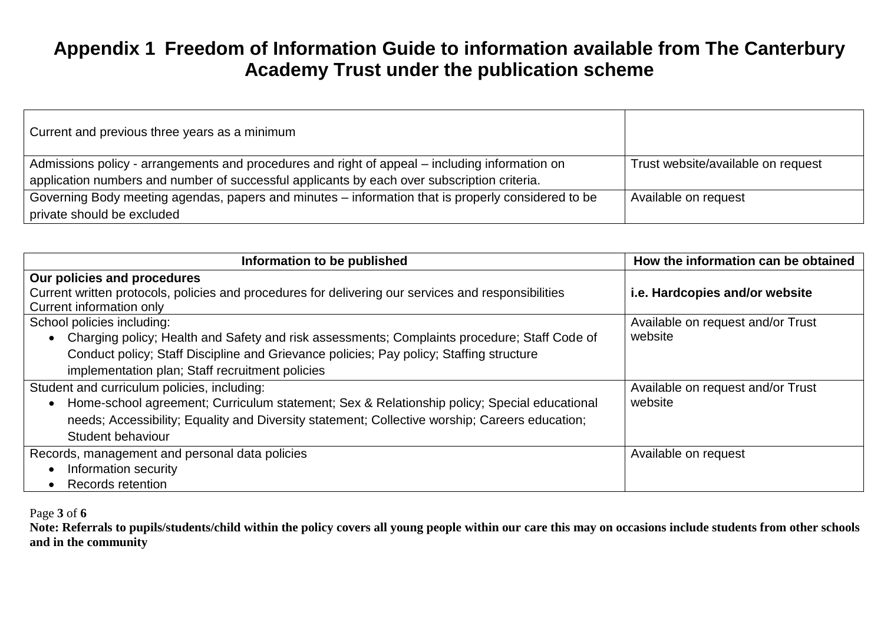# Appendix 1 Freedom of Information Guide to information available from The Canterbury Academy Trust under the publication scheme

| Current and previous three years as a minimum | |
|---|---|
| Admissions policy - arrangements and procedures and right of appeal – including information on application numbers and number of successful applicants by each over subscription criteria. | Trust website/available on request |
| Governing Body meeting agendas, papers and minutes – information that is properly considered to be private should be excluded | Available on request |

| Information to be published | How the information can be obtained |
|---|---|
| **Our policies and procedures**<br>Current written protocols, policies and procedures for delivering our services and responsibilities<br>Current information only | **i.e. Hardcopies and/or website** |
| School policies including:<br>• Charging policy; Health and Safety and risk assessments; Complaints procedure; Staff Code of Conduct policy; Staff Discipline and Grievance policies; Pay policy; Staffing structure implementation plan; Staff recruitment policies | Available on request and/or Trust website |
| Student and curriculum policies, including:<br>• Home-school agreement; Curriculum statement; Sex & Relationship policy; Special educational needs; Accessibility; Equality and Diversity statement; Collective worship; Careers education; Student behaviour | Available on request and/or Trust website |
| Records, management and personal data policies<br>• Information security<br>• Records retention | Available on request |

**Note: Referrals to pupils/students/child within the policy covers all young people within our care this may on occasions include students from other schools and in the community**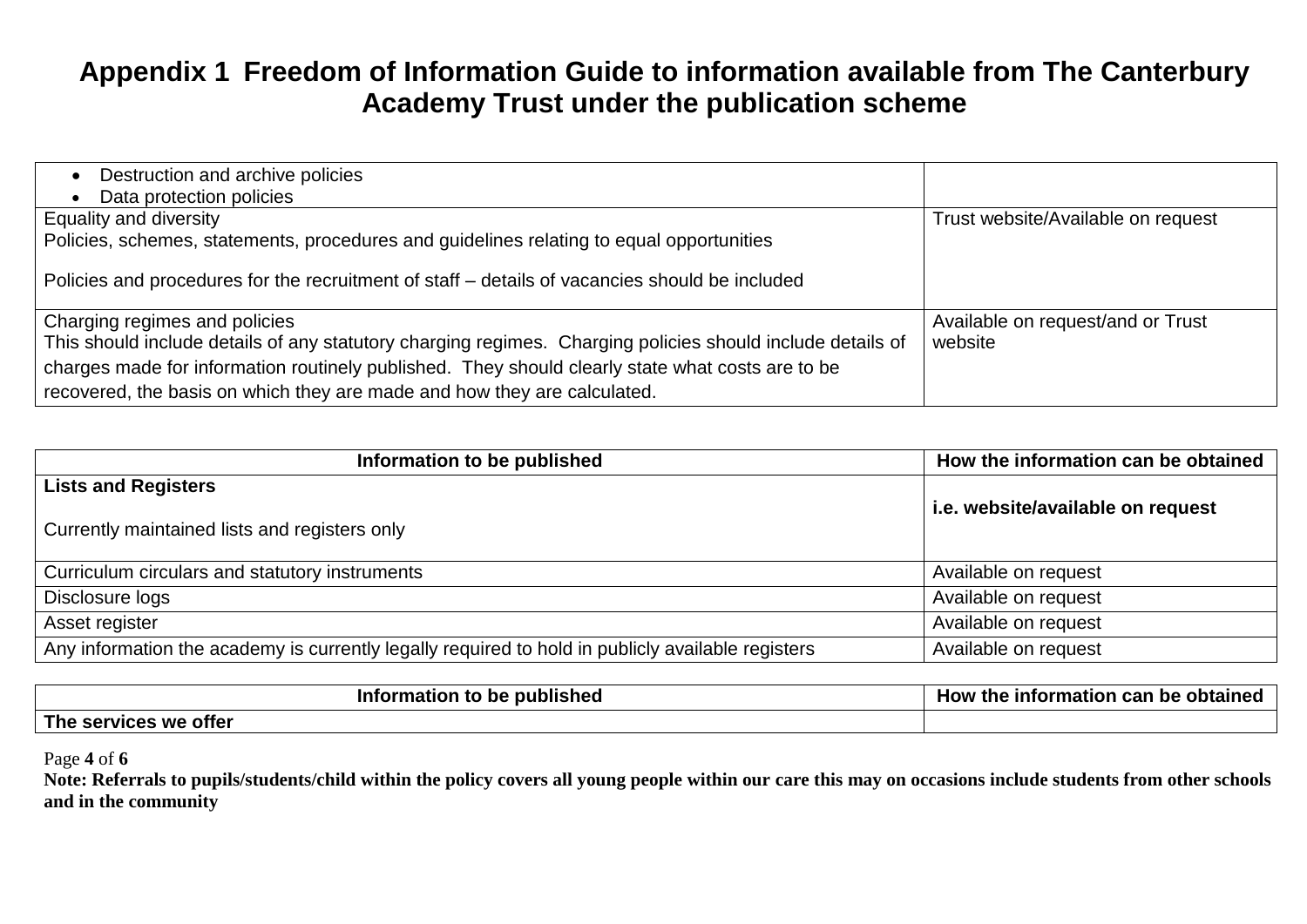# Appendix 1 Freedom of Information Guide to information available from The Canterbury Academy Trust under the publication scheme

| | |
|---|---|
| • Destruction and archive policies<br>• Data protection policies | |
| Equality and diversity<br>Policies, schemes, statements, procedures and guidelines relating to equal opportunities<br><br>Policies and procedures for the recruitment of staff – details of vacancies should be included | Trust website/Available on request |
| Charging regimes and policies<br>This should include details of any statutory charging regimes. Charging policies should include details of charges made for information routinely published. They should clearly state what costs are to be recovered, the basis on which they are made and how they are calculated. | Available on request/and or Trust website |

| Information to be published | How the information can be obtained |
|---|---|
| **Lists and Registers**<br><br>Currently maintained lists and registers only | **i.e. website/available on request** |
| Curriculum circulars and statutory instruments | Available on request |
| Disclosure logs | Available on request |
| Asset register | Available on request |
| Any information the academy is currently legally required to hold in publicly available registers | Available on request |

| Information to be published | How the information can be obtained |
|---|---|
| **The services we offer** | |

**Note: Referrals to pupils/students/child within the policy covers all young people within our care this may on occasions include students from other schools and in the community**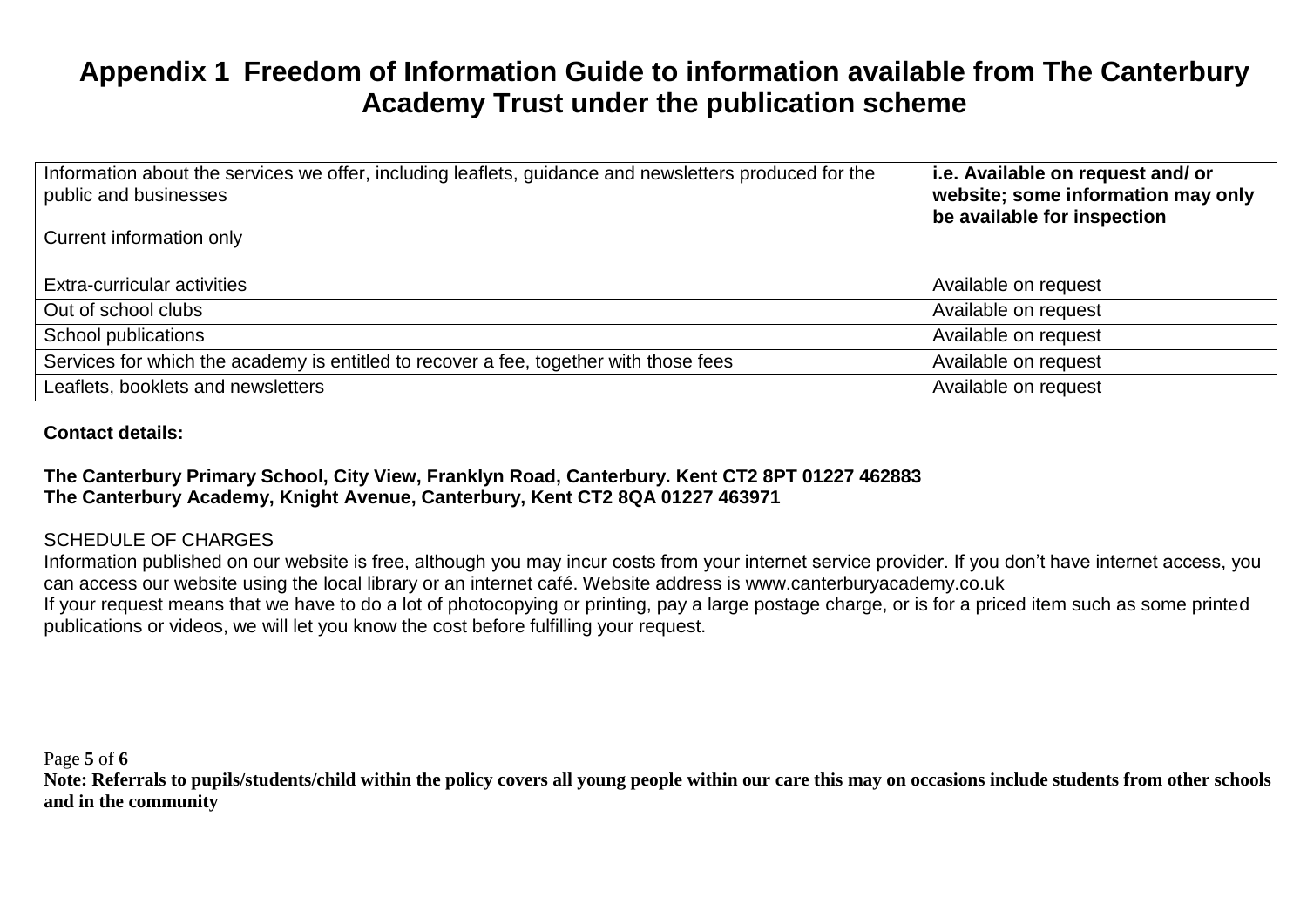# Appendix 1 Freedom of Information Guide to information available from The Canterbury Academy Trust under the publication scheme

| Information about the services we offer, including leaflets, guidance and newsletters produced for the public and businesses<br><br>Current information only | **i.e. Available on request and/ or website; some information may only be available for inspection** |
|---|---|
| Extra-curricular activities | Available on request |
| Out of school clubs | Available on request |
| School publications | Available on request |
| Services for which the academy is entitled to recover a fee, together with those fees | Available on request |
| Leaflets, booklets and newsletters | Available on request |

**Contact details:**

**The Canterbury Primary School, City View, Franklyn Road, Canterbury. Kent CT2 8PT 01227 462883**
**The Canterbury Academy, Knight Avenue, Canterbury, Kent CT2 8QA 01227 463971**

SCHEDULE OF CHARGES

Information published on our website is free, although you may incur costs from your internet service provider. If you don't have internet access, you can access our website using the local library or an internet café. Website address is www.canterburyacademy.co.uk

If your request means that we have to do a lot of photocopying or printing, pay a large postage charge, or is for a priced item such as some printed publications or videos, we will let you know the cost before fulfilling your request.

**Note: Referrals to pupils/students/child within the policy covers all young people within our care this may on occasions include students from other schools and in the community**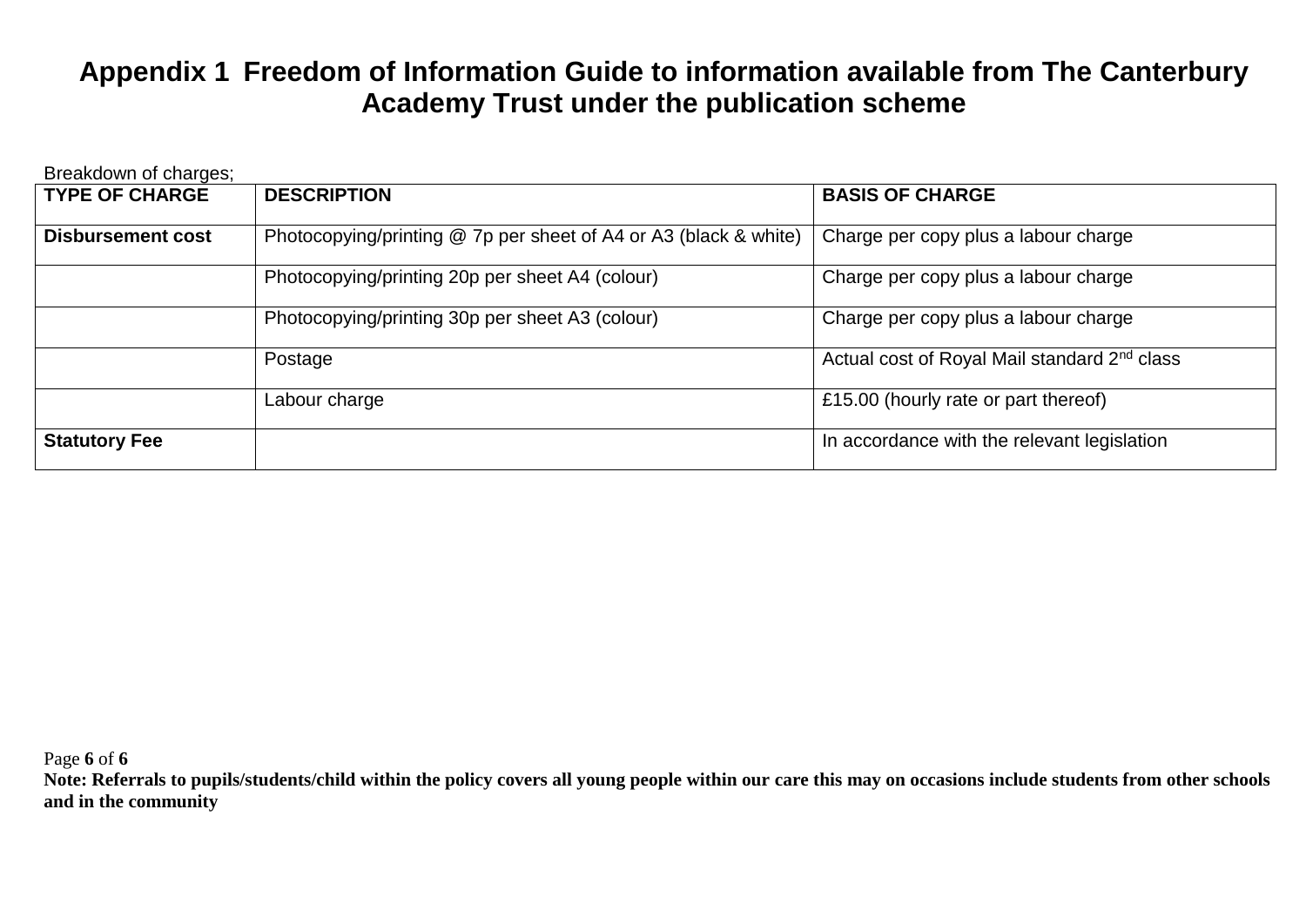# Appendix 1 Freedom of Information Guide to information available from The Canterbury Academy Trust under the publication scheme

Breakdown of charges;

| TYPE OF CHARGE | DESCRIPTION | BASIS OF CHARGE |
|---|---|---|
| **Disbursement cost** | Photocopying/printing @ 7p per sheet of A4 or A3 (black & white) | Charge per copy plus a labour charge |
| | Photocopying/printing 20p per sheet A4 (colour) | Charge per copy plus a labour charge |
| | Photocopying/printing 30p per sheet A3 (colour) | Charge per copy plus a labour charge |
| | Postage | Actual cost of Royal Mail standard 2nd class |
| | Labour charge | £15.00 (hourly rate or part thereof) |
| **Statutory Fee** | | In accordance with the relevant legislation |

**Note: Referrals to pupils/students/child within the policy covers all young people within our care this may on occasions include students from other schools and in the community**